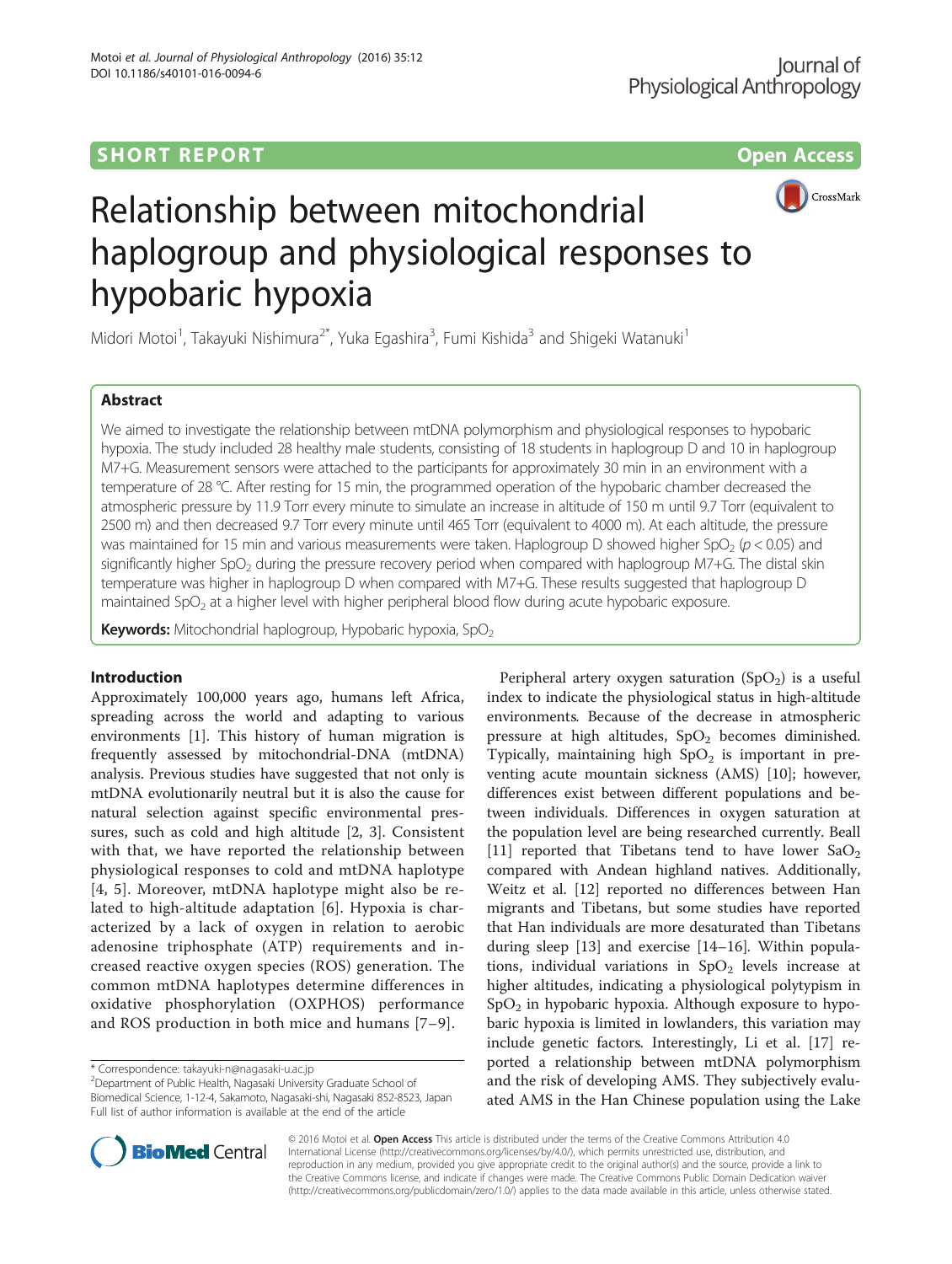SHORT REPORT

Open Access

# Relationship between mitochondrial haplogroup and physiological responses to hypobaric hypoxia

Midori Motoi[1], Takayuki Nishimura[2*], Yuka Egashira[3], Fumi Kishida[3] and Shigeki Watanuki[1]

## Abstract

We aimed to investigate the relationship between mtDNA polymorphism and physiological responses to hypobaric hypoxia. The study included 28 healthy male students, consisting of 18 students in haplogroup D and 10 in haplogroup M7+G. Measurement sensors were attached to the participants for approximately 30 min in an environment with a temperature of 28 °C. After resting for 15 min, the programmed operation of the hypobaric chamber decreased the atmospheric pressure by 11.9 Torr every minute to simulate an increase in altitude of 150 m until 9.7 Torr (equivalent to 2500 m) and then decreased 9.7 Torr every minute until 465 Torr (equivalent to 4000 m). At each altitude, the pressure was maintained for 15 min and various measurements were taken. Haplogroup D showed higher $SpO_2$ ($p < 0.05$) and significantly higher $SpO_2$ during the pressure recovery period when compared with haplogroup M7+G. The distal skin temperature was higher in haplogroup D when compared with M7+G. These results suggested that haplogroup D maintained $SpO_2$ at a higher level with higher peripheral blood flow during acute hypobaric exposure.

**Keywords:** Mitochondrial haplogroup, Hypobaric hypoxia, $SpO_2$

## Introduction

Approximately 100,000 years ago, humans left Africa, spreading across the world and adapting to various environments [1]. This history of human migration is frequently assessed by mitochondrial-DNA (mtDNA) analysis. Previous studies have suggested that not only is mtDNA evolutionarily neutral but it is also the cause for natural selection against specific environmental pressures, such as cold and high altitude [2, 3]. Consistent with that, we have reported the relationship between physiological responses to cold and mtDNA haplotype [4, 5]. Moreover, mtDNA haplotype might also be related to high-altitude adaptation [6]. Hypoxia is characterized by a lack of oxygen in relation to aerobic adenosine triphosphate (ATP) requirements and increased reactive oxygen species (ROS) generation. The common mtDNA haplotypes determine differences in oxidative phosphorylation (OXPHOS) performance and ROS production in both mice and humans [7–9].

Peripheral artery oxygen saturation ($SpO_2$) is a useful index to indicate the physiological status in high-altitude environments. Because of the decrease in atmospheric pressure at high altitudes, $SpO_2$ becomes diminished. Typically, maintaining high $SpO_2$ is important in preventing acute mountain sickness (AMS) [10]; however, differences exist between different populations and between individuals. Differences in oxygen saturation at the population level are being researched currently. Beall [11] reported that Tibetans tend to have lower $SaO_2$ compared with Andean highland natives. Additionally, Weitz et al. [12] reported no differences between Han migrants and Tibetans, but some studies have reported that Han individuals are more desaturated than Tibetans during sleep [13] and exercise [14–16]. Within populations, individual variations in $SpO_2$ levels increase at higher altitudes, indicating a physiological polytypism in $SpO_2$ in hypobaric hypoxia. Although exposure to hypobaric hypoxia is limited in lowlanders, this variation may include genetic factors. Interestingly, Li et al. [17] reported a relationship between mtDNA polymorphism and the risk of developing AMS. They subjectively evaluated AMS in the Han Chinese population using the Lake

\* Correspondence: takayuki-n@nagasaki-u.ac.jp
[2]Department of Public Health, Nagasaki University Graduate School of Biomedical Science, 1-12-4, Sakamoto, Nagasaki-shi, Nagasaki 852-8523, Japan
Full list of author information is available at the end of the article

© 2016 Motoi et al. **Open Access** This article is distributed under the terms of the Creative Commons Attribution 4.0 International License (http://creativecommons.org/licenses/by/4.0/), which permits unrestricted use, distribution, and reproduction in any medium, provided you give appropriate credit to the original author(s) and the source, provide a link to the Creative Commons license, and indicate if changes were made. The Creative Commons Public Domain Dedication waiver (http://creativecommons.org/publicdomain/zero/1.0/) applies to the data made available in this article, unless otherwise stated.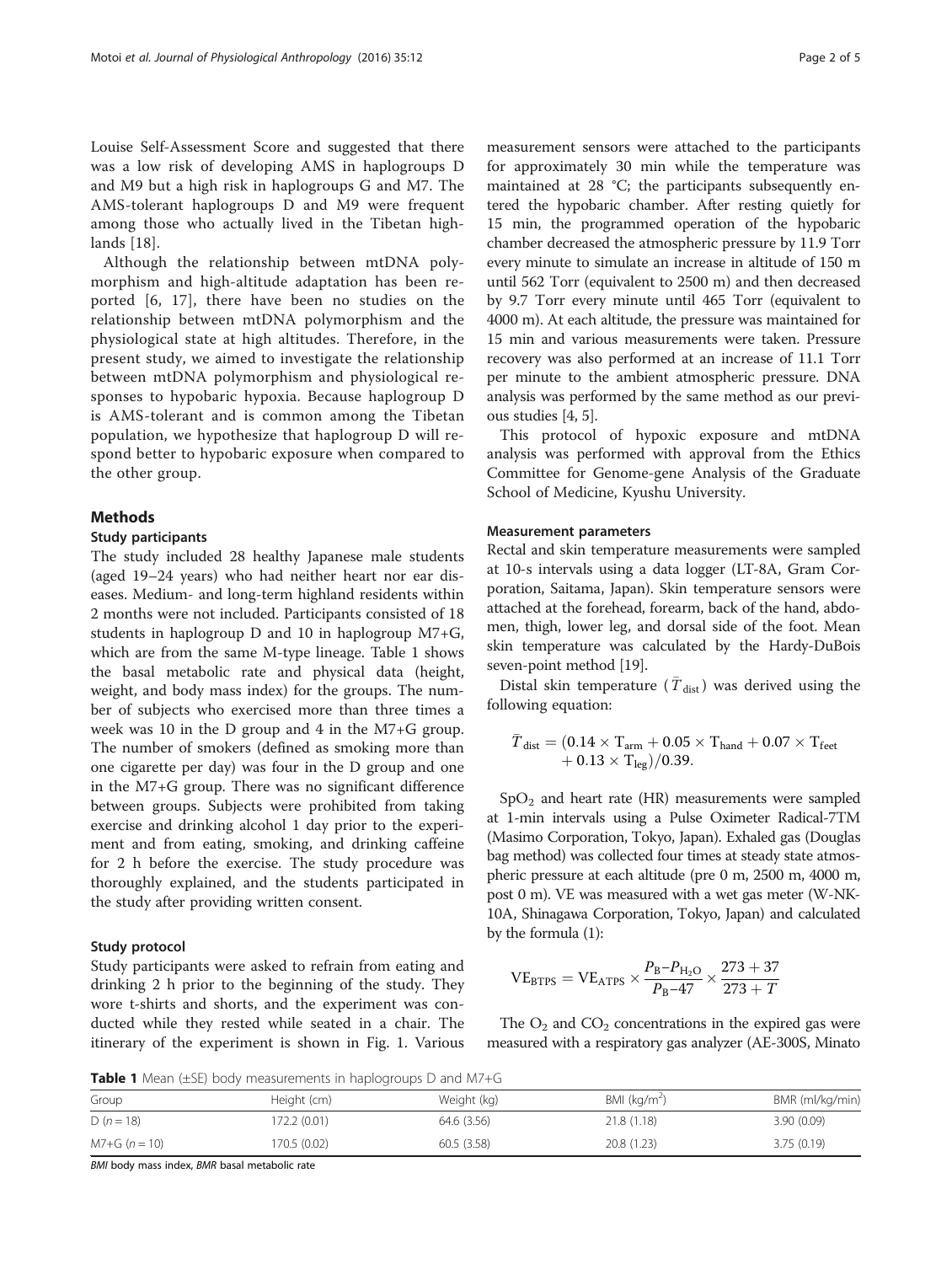Louise Self-Assessment Score and suggested that there was a low risk of developing AMS in haplogroups D and M9 but a high risk in haplogroups G and M7. The AMS-tolerant haplogroups D and M9 were frequent among those who actually lived in the Tibetan highlands [18].

Although the relationship between mtDNA polymorphism and high-altitude adaptation has been reported [6, 17], there have been no studies on the relationship between mtDNA polymorphism and the physiological state at high altitudes. Therefore, in the present study, we aimed to investigate the relationship between mtDNA polymorphism and physiological responses to hypobaric hypoxia. Because haplogroup D is AMS-tolerant and is common among the Tibetan population, we hypothesize that haplogroup D will respond better to hypobaric exposure when compared to the other group.

## Methods

### Study participants

The study included 28 healthy Japanese male students (aged 19–24 years) who had neither heart nor ear diseases. Medium- and long-term highland residents within 2 months were not included. Participants consisted of 18 students in haplogroup D and 10 in haplogroup M7+G, which are from the same M-type lineage. Table 1 shows the basal metabolic rate and physical data (height, weight, and body mass index) for the groups. The number of subjects who exercised more than three times a week was 10 in the D group and 4 in the M7+G group. The number of smokers (defined as smoking more than one cigarette per day) was four in the D group and one in the M7+G group. There was no significant difference between groups. Subjects were prohibited from taking exercise and drinking alcohol 1 day prior to the experiment and from eating, smoking, and drinking caffeine for 2 h before the exercise. The study procedure was thoroughly explained, and the students participated in the study after providing written consent.

### Study protocol

Study participants were asked to refrain from eating and drinking 2 h prior to the beginning of the study. They wore t-shirts and shorts, and the experiment was conducted while they rested while seated in a chair. The itinerary of the experiment is shown in Fig. 1. Various measurement sensors were attached to the participants for approximately 30 min while the temperature was maintained at 28 °C; the participants subsequently entered the hypobaric chamber. After resting quietly for 15 min, the programmed operation of the hypobaric chamber decreased the atmospheric pressure by 11.9 Torr every minute to simulate an increase in altitude of 150 m until 562 Torr (equivalent to 2500 m) and then decreased by 9.7 Torr every minute until 465 Torr (equivalent to 4000 m). At each altitude, the pressure was maintained for 15 min and various measurements were taken. Pressure recovery was also performed at an increase of 11.1 Torr per minute to the ambient atmospheric pressure. DNA analysis was performed by the same method as our previous studies [4, 5].

This protocol of hypoxic exposure and mtDNA analysis was performed with approval from the Ethics Committee for Genome-gene Analysis of the Graduate School of Medicine, Kyushu University.

### Measurement parameters

Rectal and skin temperature measurements were sampled at 10-s intervals using a data logger (LT-8A, Gram Corporation, Saitama, Japan). Skin temperature sensors were attached at the forehead, forearm, back of the hand, abdomen, thigh, lower leg, and dorsal side of the foot. Mean skin temperature was calculated by the Hardy-DuBois seven-point method [19].

Distal skin temperature ($\bar{T}_{\text{dist}}$) was derived using the following equation:

$$\bar{T}_{\text{dist}} = (0.14 \times \text{T}_{\text{arm}} + 0.05 \times \text{T}_{\text{hand}} + 0.07 \times \text{T}_{\text{feet}} + 0.13 \times \text{T}_{\text{leg}})/0.39.$$

$SpO_2$ and heart rate (HR) measurements were sampled at 1-min intervals using a Pulse Oximeter Radical-7TM (Masimo Corporation, Tokyo, Japan). Exhaled gas (Douglas bag method) was collected four times at steady state atmospheric pressure at each altitude (pre 0 m, 2500 m, 4000 m, post 0 m). VE was measured with a wet gas meter (W-NK-10A, Shinagawa Corporation, Tokyo, Japan) and calculated by the formula (1):

$$\text{VE}_{\text{BTPS}} = \text{VE}_{\text{ATPS}} \times \frac{P_{\text{B}} - P_{\text{H}_2\text{O}}}{P_{\text{B}} - 47} \times \frac{273 + 37}{273 + T}$$

The $O_2$ and $CO_2$ concentrations in the expired gas were measured with a respiratory gas analyzer (AE-300S, Minato

**Table 1** Mean (±SE) body measurements in haplogroups D and M7+G

| Group | Height (cm) | Weight (kg) | BMI (kg/m$^2$) | BMR (ml/kg/min) |
|---|---|---|---|---|
| D (n = 18) | 172.2 (0.01) | 64.6 (3.56) | 21.8 (1.18) | 3.90 (0.09) |
| M7+G (n = 10) | 170.5 (0.02) | 60.5 (3.58) | 20.8 (1.23) | 3.75 (0.19) |

*BMI* body mass index, *BMR* basal metabolic rate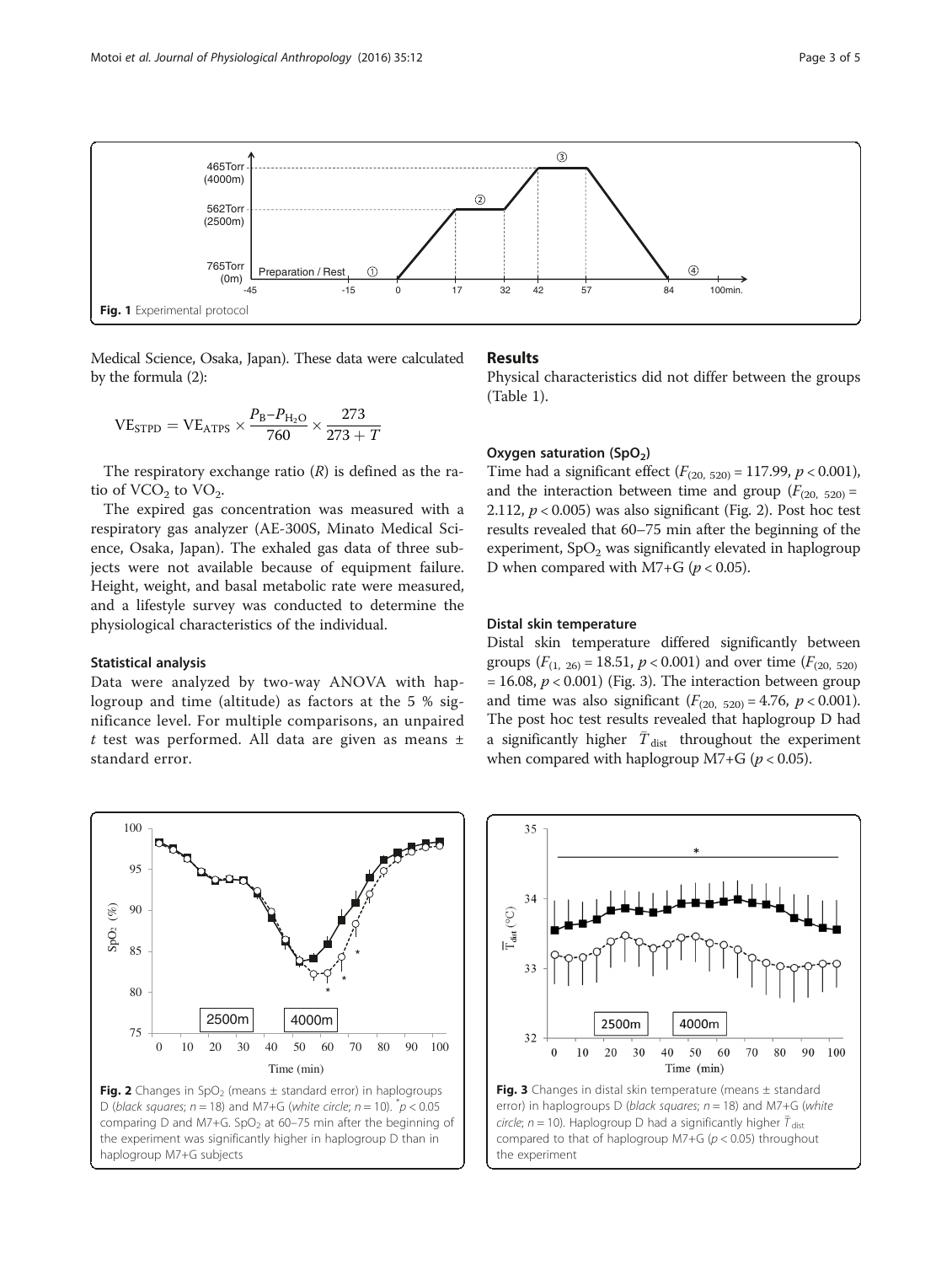Fig. 1 Experimental protocol

Medical Science, Osaka, Japan). These data were calculated by the formula (2):

$$VE_{STPD} = VE_{ATPS} \times \frac{P_B - P_{H_2O}}{760} \times \frac{273}{273 + T}$$

The respiratory exchange ratio ($R$) is defined as the ratio of $VCO_2$ to $VO_2$.

The expired gas concentration was measured with a respiratory gas analyzer (AE-300S, Minato Medical Science, Osaka, Japan). The exhaled gas data of three subjects were not available because of equipment failure. Height, weight, and basal metabolic rate were measured, and a lifestyle survey was conducted to determine the physiological characteristics of the individual.

### Statistical analysis

Data were analyzed by two-way ANOVA with haplogroup and time (altitude) as factors at the 5 % significance level. For multiple comparisons, an unpaired $t$ test was performed. All data are given as means ± standard error.

## Results

Physical characteristics did not differ between the groups (Table 1).

### Oxygen saturation ($SpO_2$)

Time had a significant effect ($F_{(20,\ 520)} = 117.99$, $p < 0.001$), and the interaction between time and group ($F_{(20,\ 520)} = 2.112$, $p < 0.005$) was also significant (Fig. 2). Post hoc test results revealed that 60–75 min after the beginning of the experiment, $SpO_2$ was significantly elevated in haplogroup D when compared with M7+G ($p < 0.05$).

### Distal skin temperature

Distal skin temperature differed significantly between groups ($F_{(1,\ 26)} = 18.51$, $p < 0.001$) and over time ($F_{(20,\ 520)} = 16.08$, $p < 0.001$) (Fig. 3). The interaction between group and time was also significant ($F_{(20,\ 520)} = 4.76$, $p < 0.001$). The post hoc test results revealed that haplogroup D had a significantly higher $\bar{T}_{dist}$ throughout the experiment when compared with haplogroup M7+G ($p < 0.05$).

**Fig. 2** Changes in $SpO_2$ (means ± standard error) in haplogroups D (*black squares*; $n = 18$) and M7+G (*white circle*; $n = 10$). *$p < 0.05$ comparing D and M7+G. $SpO_2$ at 60–75 min after the beginning of the experiment was significantly higher in haplogroup D than in haplogroup M7+G subjects

**Fig. 3** Changes in distal skin temperature (means ± standard error) in haplogroups D (*black squares*; $n = 18$) and M7+G (*white circle*; $n = 10$). Haplogroup D had a significantly higher $\bar{T}_{dist}$ compared to that of haplogroup M7+G ($p < 0.05$) throughout the experiment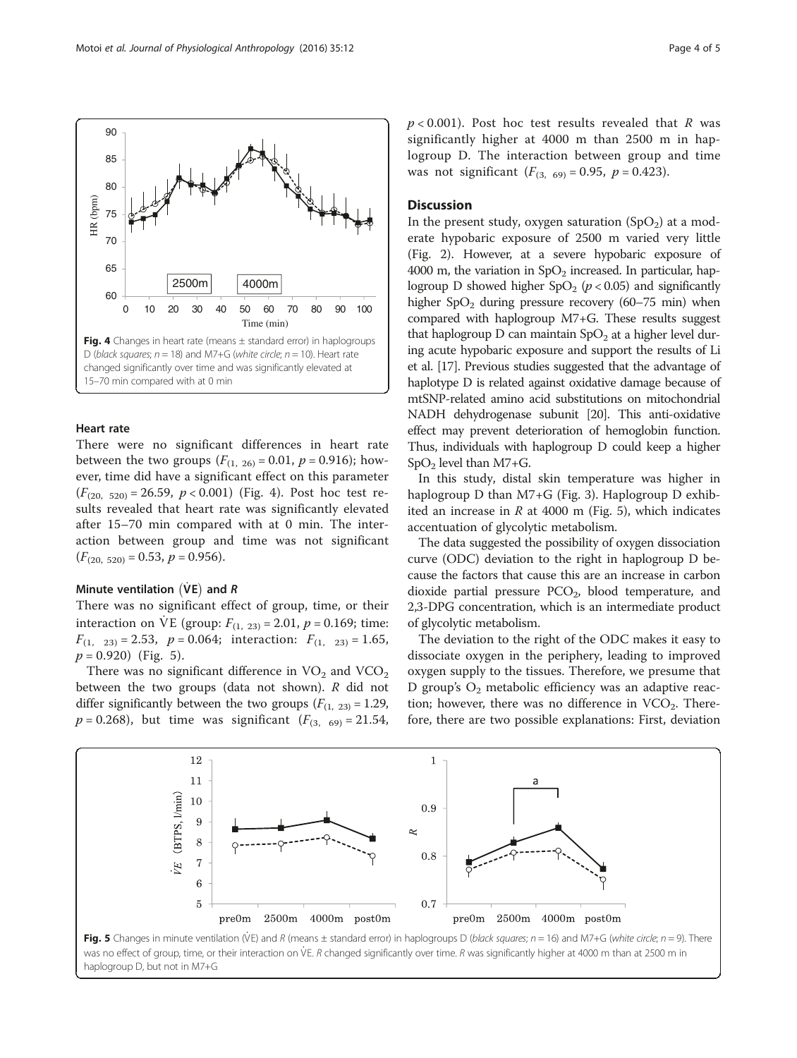Fig. 4 Changes in heart rate (means ± standard error) in haplogroups D (*black squares*; $n = 18$) and M7+G (*white circle*; $n = 10$). Heart rate changed significantly over time and was significantly elevated at 15–70 min compared with at 0 min

### Heart rate

There were no significant differences in heart rate between the two groups ($F_{(1,\ 26)} = 0.01$, $p = 0.916$); however, time did have a significant effect on this parameter ($F_{(20,\ 520)} = 26.59$, $p < 0.001$) (Fig. 4). Post hoc test results revealed that heart rate was significantly elevated after 15–70 min compared with at 0 min. The interaction between group and time was not significant ($F_{(20,\ 520)} = 0.53$, $p = 0.956$).

### Minute ventilation ($\dot{V}E$) and R

There was no significant effect of group, time, or their interaction on $\dot{V}E$ (group: $F_{(1,\ 23)} = 2.01$, $p = 0.169$; time: $F_{(1,\ 23)} = 2.53$, $p = 0.064$; interaction: $F_{(1,\ 23)} = 1.65$, $p = 0.920$) (Fig. 5).

There was no significant difference in $VO_2$ and $VCO_2$ between the two groups (data not shown). *R* did not differ significantly between the two groups ($F_{(1,\ 23)} = 1.29$, $p = 0.268$), but time was significant ($F_{(3,\ 69)} = 21.54$, $p < 0.001$). Post hoc test results revealed that *R* was significantly higher at 4000 m than 2500 m in haplogroup D. The interaction between group and time was not significant ($F_{(3,\ 69)} = 0.95$, $p = 0.423$).

## Discussion

In the present study, oxygen saturation ($SpO_2$) at a moderate hypobaric exposure of 2500 m varied very little (Fig. 2). However, at a severe hypobaric exposure of 4000 m, the variation in $SpO_2$ increased. In particular, haplogroup D showed higher $SpO_2$ ($p < 0.05$) and significantly higher $SpO_2$ during pressure recovery (60–75 min) when compared with haplogroup M7+G. These results suggest that haplogroup D can maintain $SpO_2$ at a higher level during acute hypobaric exposure and support the results of Li et al. [17]. Previous studies suggested that the advantage of haplotype D is related against oxidative damage because of mtSNP-related amino acid substitutions on mitochondrial NADH dehydrogenase subunit [20]. This anti-oxidative effect may prevent deterioration of hemoglobin function. Thus, individuals with haplogroup D could keep a higher $SpO_2$ level than M7+G.

In this study, distal skin temperature was higher in haplogroup D than M7+G (Fig. 3). Haplogroup D exhibited an increase in *R* at 4000 m (Fig. 5), which indicates accentuation of glycolytic metabolism.

The data suggested the possibility of oxygen dissociation curve (ODC) deviation to the right in haplogroup D because the factors that cause this are an increase in carbon dioxide partial pressure $PCO_2$, blood temperature, and 2,3-DPG concentration, which is an intermediate product of glycolytic metabolism.

The deviation to the right of the ODC makes it easy to dissociate oxygen in the periphery, leading to improved oxygen supply to the tissues. Therefore, we presume that D group's $O_2$ metabolic efficiency was an adaptive reaction; however, there was no difference in $VCO_2$. Therefore, there are two possible explanations: First, deviation

Fig. 5 Changes in minute ventilation ($\dot{V}E$) and *R* (means ± standard error) in haplogroups D (*black squares*; $n = 16$) and M7+G (*white circle*; $n = 9$). There was no effect of group, time, or their interaction on $\dot{V}E$. *R* changed significantly over time. *R* was significantly higher at 4000 m than at 2500 m in haplogroup D, but not in M7+G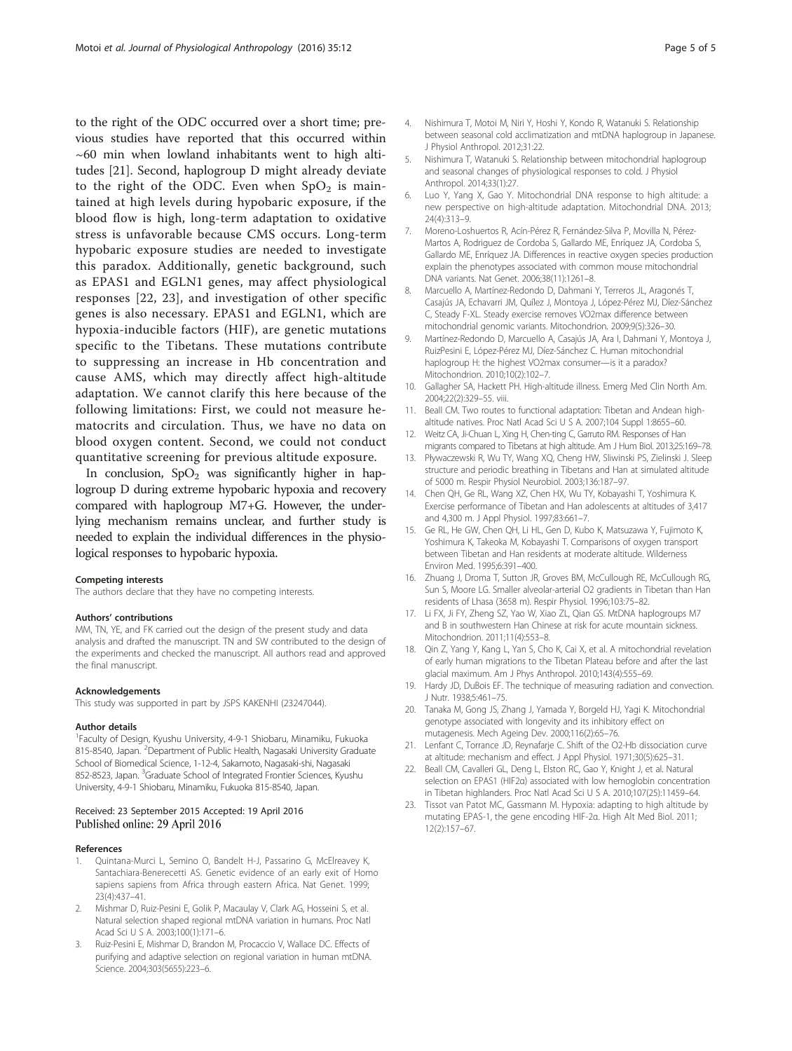to the right of the ODC occurred over a short time; previous studies have reported that this occurred within ~60 min when lowland inhabitants went to high altitudes [21]. Second, haplogroup D might already deviate to the right of the ODC. Even when $SpO_2$ is maintained at high levels during hypobaric exposure, if the blood flow is high, long-term adaptation to oxidative stress is unfavorable because CMS occurs. Long-term hypobaric exposure studies are needed to investigate this paradox. Additionally, genetic background, such as EPAS1 and EGLN1 genes, may affect physiological responses [22, 23], and investigation of other specific genes is also necessary. EPAS1 and EGLN1, which are hypoxia-inducible factors (HIF), are genetic mutations specific to the Tibetans. These mutations contribute to suppressing an increase in Hb concentration and cause AMS, which may directly affect high-altitude adaptation. We cannot clarify this here because of the following limitations: First, we could not measure hematocrits and circulation. Thus, we have no data on blood oxygen content. Second, we could not conduct quantitative screening for previous altitude exposure.

In conclusion, $SpO_2$ was significantly higher in haplogroup D during extreme hypobaric hypoxia and recovery compared with haplogroup M7+G. However, the underlying mechanism remains unclear, and further study is needed to explain the individual differences in the physiological responses to hypobaric hypoxia.

#### Competing interests

The authors declare that they have no competing interests.

#### Authors' contributions

MM, TN, YE, and FK carried out the design of the present study and data analysis and drafted the manuscript. TN and SW contributed to the design of the experiments and checked the manuscript. All authors read and approved the final manuscript.

#### Acknowledgements

This study was supported in part by JSPS KAKENHI (23247044).

#### Author details

[1]Faculty of Design, Kyushu University, 4-9-1 Shiobaru, Minamiku, Fukuoka 815-8540, Japan. [2]Department of Public Health, Nagasaki University Graduate School of Biomedical Science, 1-12-4, Sakamoto, Nagasaki-shi, Nagasaki 852-8523, Japan. [3]Graduate School of Integrated Frontier Sciences, Kyushu University, 4-9-1 Shiobaru, Minamiku, Fukuoka 815-8540, Japan.

Received: 23 September 2015 Accepted: 19 April 2016
Published online: 29 April 2016

#### References

1. Quintana-Murci L, Semino O, Bandelt H-J, Passarino G, McElreavey K, Santachiara-Benerecetti AS. Genetic evidence of an early exit of Homo sapiens sapiens from Africa through eastern Africa. Nat Genet. 1999; 23(4):437–41.
2. Mishmar D, Ruiz-Pesini E, Golik P, Macaulay V, Clark AG, Hosseini S, et al. Natural selection shaped regional mtDNA variation in humans. Proc Natl Acad Sci U S A. 2003;100(1):171–6.
3. Ruiz-Pesini E, Mishmar D, Brandon M, Procaccio V, Wallace DC. Effects of purifying and adaptive selection on regional variation in human mtDNA. Science. 2004;303(5655):223–6.
4. Nishimura T, Motoi M, Niri Y, Hoshi Y, Kondo R, Watanuki S. Relationship between seasonal cold acclimatization and mtDNA haplogroup in Japanese. J Physiol Anthropol. 2012;31:22.
5. Nishimura T, Watanuki S. Relationship between mitochondrial haplogroup and seasonal changes of physiological responses to cold. J Physiol Anthropol. 2014;33(1):27.
6. Luo Y, Yang X, Gao Y. Mitochondrial DNA response to high altitude: a new perspective on high-altitude adaptation. Mitochondrial DNA. 2013; 24(4):313–9.
7. Moreno-Loshuertos R, Acín-Pérez R, Fernández-Silva P, Movilla N, Pérez-Martos A, Rodriguez de Cordoba S, Gallardo ME, Enríquez JA, Cordoba S, Gallardo ME, Enríquez JA. Differences in reactive oxygen species production explain the phenotypes associated with common mouse mitochondrial DNA variants. Nat Genet. 2006;38(11):1261–8.
8. Marcuello A, Martínez-Redondo D, Dahmani Y, Terreros JL, Aragonés T, Casajús JA, Echavarri JM, Quílez J, Montoya J, López-Pérez MJ, Díez-Sánchez C, Steady F-XL. Steady exercise removes VO2max difference between mitochondrial genomic variants. Mitochondrion. 2009;9(5):326–30.
9. Martínez-Redondo D, Marcuello A, Casajús JA, Ara I, Dahmani Y, Montoya J, RuizPesini E, López-Pérez MJ, Díez-Sánchez C. Human mitochondrial haplogroup H: the highest VO2max consumer—is it a paradox? Mitochondrion. 2010;10(2):102–7.
10. Gallagher SA, Hackett PH. High-altitude illness. Emerg Med Clin North Am. 2004;22(2):329–55. viii.
11. Beall CM. Two routes to functional adaptation: Tibetan and Andean high-altitude natives. Proc Natl Acad Sci U S A. 2007;104 Suppl 1:8655–60.
12. Weitz CA, Ji-Chuan L, Xing H, Chen-ting C, Garruto RM. Responses of Han migrants compared to Tibetans at high altitude. Am J Hum Biol. 2013;25:169–78.
13. Plywaczewski R, Wu TY, Wang XQ, Cheng HW, Sliwinski PS, Zielinski J. Sleep structure and periodic breathing in Tibetans and Han at simulated altitude of 5000 m. Respir Physiol Neurobiol. 2003;136:187–97.
14. Chen QH, Ge RL, Wang XZ, Chen HX, Wu TY, Kobayashi T, Yoshimura K. Exercise performance of Tibetan and Han adolescents at altitudes of 3,417 and 4,300 m. J Appl Physiol. 1997;83:661–7.
15. Ge RL, He GW, Chen QH, Li HL, Gen D, Kubo K, Matsuzawa Y, Fujimoto K, Yoshimura K, Takeoka M, Kobayashi T. Comparisons of oxygen transport between Tibetan and Han residents at moderate altitude. Wilderness Environ Med. 1995;6:391–400.
16. Zhuang J, Droma T, Sutton JR, Groves BM, McCullough RE, McCullough RG, Sun S, Moore LG. Smaller alveolar-arterial O2 gradients in Tibetan than Han residents of Lhasa (3658 m). Respir Physiol. 1996;103:75–82.
17. Li FX, Ji FY, Zheng SZ, Yao W, Xiao ZL, Qian GS. MtDNA haplogroups M7 and B in southwestern Han Chinese at risk for acute mountain sickness. Mitochondrion. 2011;11(4):553–8.
18. Qin Z, Yang Y, Kang L, Yan S, Cho K, Cai X, et al. A mitochondrial revelation of early human migrations to the Tibetan Plateau before and after the last glacial maximum. Am J Phys Anthropol. 2010;143(4):555–69.
19. Hardy JD, DuBois EF. The technique of measuring radiation and convection. J Nutr. 1938;5:461–75.
20. Tanaka M, Gong JS, Zhang J, Yamada Y, Borgeld HJ, Yagi K. Mitochondrial genotype associated with longevity and its inhibitory effect on mutagenesis. Mech Ageing Dev. 2000;116(2):65–76.
21. Lenfant C, Torrance JD, Reynafarje C. Shift of the O2-Hb dissociation curve at altitude: mechanism and effect. J Appl Physiol. 1971;30(5):625–31.
22. Beall CM, Cavalleri GL, Deng L, Elston RC, Gao Y, Knight J, et al. Natural selection on EPAS1 (HIF2α) associated with low hemoglobin concentration in Tibetan highlanders. Proc Natl Acad Sci U S A. 2010;107(25):11459–64.
23. Tissot van Patot MC, Gassmann M. Hypoxia: adapting to high altitude by mutating EPAS-1, the gene encoding HIF-2α. High Alt Med Biol. 2011; 12(2):157–67.